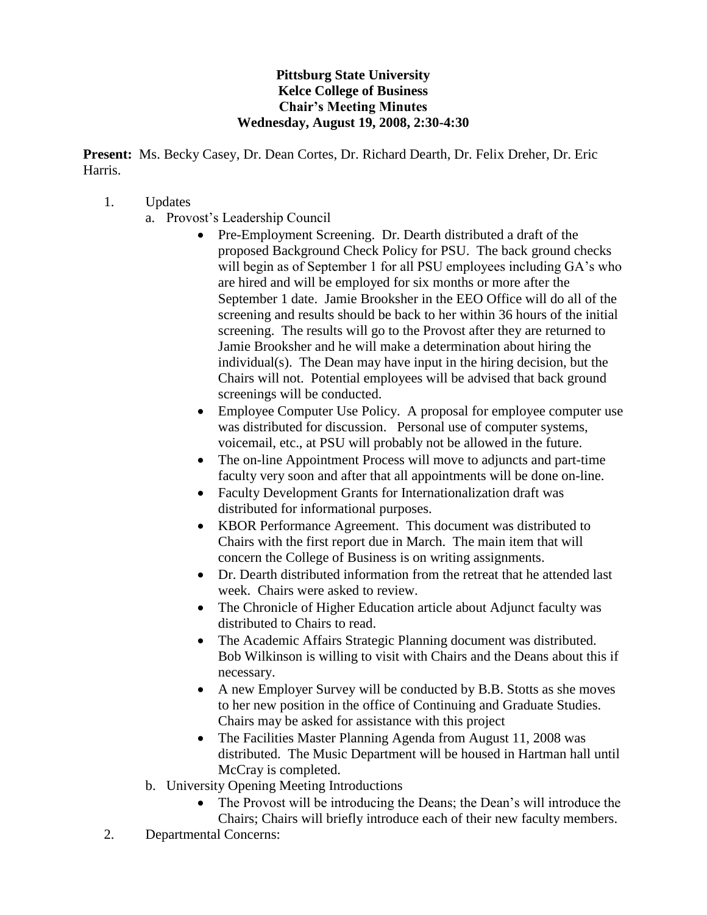**Pittsburg State University**
**Kelce College of Business**
**Chair's Meeting Minutes**
**Wednesday, August 19, 2008, 2:30-4:30**

**Present:** Ms. Becky Casey, Dr. Dean Cortes, Dr. Richard Dearth, Dr. Felix Dreher, Dr. Eric Harris.

1. Updates
   a. Provost's Leadership Council
      - Pre-Employment Screening. Dr. Dearth distributed a draft of the proposed Background Check Policy for PSU. The back ground checks will begin as of September 1 for all PSU employees including GA's who are hired and will be employed for six months or more after the September 1 date. Jamie Brooksher in the EEO Office will do all of the screening and results should be back to her within 36 hours of the initial screening. The results will go to the Provost after they are returned to Jamie Brooksher and he will make a determination about hiring the individual(s). The Dean may have input in the hiring decision, but the Chairs will not. Potential employees will be advised that back ground screenings will be conducted.
      - Employee Computer Use Policy. A proposal for employee computer use was distributed for discussion. Personal use of computer systems, voicemail, etc., at PSU will probably not be allowed in the future.
      - The on-line Appointment Process will move to adjuncts and part-time faculty very soon and after that all appointments will be done on-line.
      - Faculty Development Grants for Internationalization draft was distributed for informational purposes.
      - KBOR Performance Agreement. This document was distributed to Chairs with the first report due in March. The main item that will concern the College of Business is on writing assignments.
      - Dr. Dearth distributed information from the retreat that he attended last week. Chairs were asked to review.
      - The Chronicle of Higher Education article about Adjunct faculty was distributed to Chairs to read.
      - The Academic Affairs Strategic Planning document was distributed. Bob Wilkinson is willing to visit with Chairs and the Deans about this if necessary.
      - A new Employer Survey will be conducted by B.B. Stotts as she moves to her new position in the office of Continuing and Graduate Studies. Chairs may be asked for assistance with this project
      - The Facilities Master Planning Agenda from August 11, 2008 was distributed. The Music Department will be housed in Hartman hall until McCray is completed.

   b. University Opening Meeting Introductions
      - The Provost will be introducing the Deans; the Dean's will introduce the Chairs; Chairs will briefly introduce each of their new faculty members.

2. Departmental Concerns: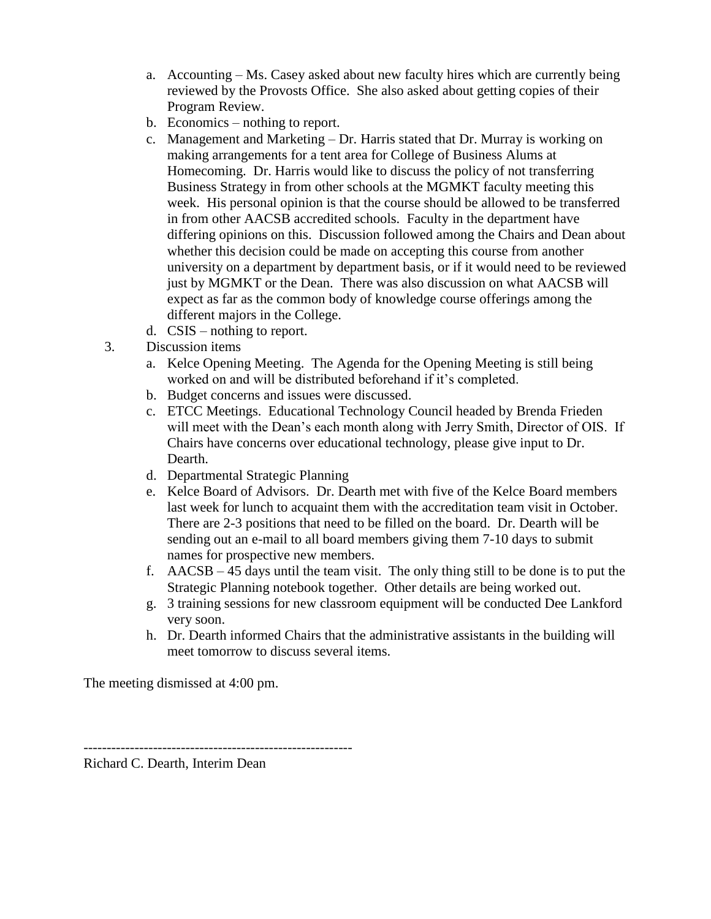a. Accounting – Ms. Casey asked about new faculty hires which are currently being reviewed by the Provosts Office. She also asked about getting copies of their Program Review.
b. Economics – nothing to report.
c. Management and Marketing – Dr. Harris stated that Dr. Murray is working on making arrangements for a tent area for College of Business Alums at Homecoming. Dr. Harris would like to discuss the policy of not transferring Business Strategy in from other schools at the MGMKT faculty meeting this week. His personal opinion is that the course should be allowed to be transferred in from other AACSB accredited schools. Faculty in the department have differing opinions on this. Discussion followed among the Chairs and Dean about whether this decision could be made on accepting this course from another university on a department by department basis, or if it would need to be reviewed just by MGMKT or the Dean. There was also discussion on what AACSB will expect as far as the common body of knowledge course offerings among the different majors in the College.
d. CSIS – nothing to report.

3. Discussion items
   a. Kelce Opening Meeting. The Agenda for the Opening Meeting is still being worked on and will be distributed beforehand if it's completed.
   b. Budget concerns and issues were discussed.
   c. ETCC Meetings. Educational Technology Council headed by Brenda Frieden will meet with the Dean's each month along with Jerry Smith, Director of OIS. If Chairs have concerns over educational technology, please give input to Dr. Dearth.
   d. Departmental Strategic Planning
   e. Kelce Board of Advisors. Dr. Dearth met with five of the Kelce Board members last week for lunch to acquaint them with the accreditation team visit in October. There are 2-3 positions that need to be filled on the board. Dr. Dearth will be sending out an e-mail to all board members giving them 7-10 days to submit names for prospective new members.
   f. AACSB – 45 days until the team visit. The only thing still to be done is to put the Strategic Planning notebook together. Other details are being worked out.
   g. 3 training sessions for new classroom equipment will be conducted Dee Lankford very soon.
   h. Dr. Dearth informed Chairs that the administrative assistants in the building will meet tomorrow to discuss several items.

The meeting dismissed at 4:00 pm.

----------------------------------------------------------

Richard C. Dearth, Interim Dean